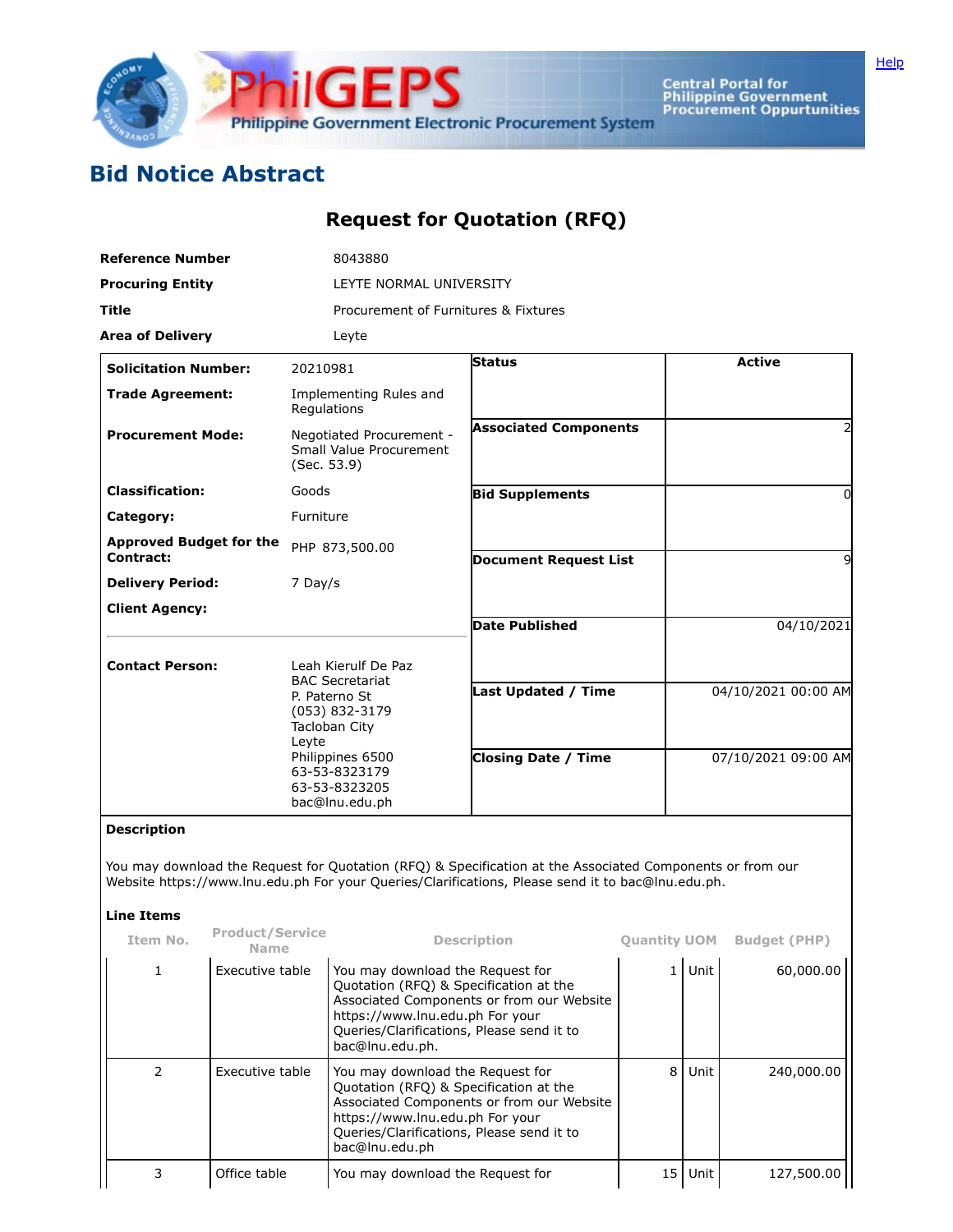# Bid Notice Abstract

## Request for Quotation (RFQ)

| | |
|---|---|
| **Reference Number** | 8043880 |
| **Procuring Entity** | LEYTE NORMAL UNIVERSITY |
| **Title** | Procurement of Furnitures & Fixtures |
| **Area of Delivery** | Leyte |

| | | | |
|---|---|---|---|
| **Solicitation Number:** | 20210981 | **Status** | Active |
| **Trade Agreement:** | Implementing Rules and Regulations | | |
| **Procurement Mode:** | Negotiated Procurement - Small Value Procurement (Sec. 53.9) | **Associated Components** | 2 |
| **Classification:** | Goods | **Bid Supplements** | 0 |
| **Category:** | Furniture | | |
| **Approved Budget for the Contract:** | PHP 873,500.00 | **Document Request List** | 9 |
| **Delivery Period:** | 7 Day/s | | |
| **Client Agency:** | | **Date Published** | 04/10/2021 |
| **Contact Person:** | Leah Kierulf De Paz<br>BAC Secretariat<br>P. Paterno St<br>(053) 832-3179<br>Tacloban City<br>Leyte<br>Philippines 6500<br>63-53-8323179<br>63-53-8323205<br>bac@lnu.edu.ph | **Last Updated / Time** | 04/10/2021 00:00 AM |
| | | **Closing Date / Time** | 07/10/2021 09:00 AM |

**Description**

You may download the Request for Quotation (RFQ) & Specification at the Associated Components or from our Website https://www.lnu.edu.ph For your Queries/Clarifications, Please send it to bac@lnu.edu.ph.

**Line Items**

| Item No. | Product/Service Name | Description | Quantity | UOM | Budget (PHP) |
|---|---|---|---|---|---|
| 1 | Executive table | You may download the Request for Quotation (RFQ) & Specification at the Associated Components or from our Website https://www.lnu.edu.ph For your Queries/Clarifications, Please send it to bac@lnu.edu.ph. | 1 | Unit | 60,000.00 |
| 2 | Executive table | You may download the Request for Quotation (RFQ) & Specification at the Associated Components or from our Website https://www.lnu.edu.ph For your Queries/Clarifications, Please send it to bac@lnu.edu.ph | 8 | Unit | 240,000.00 |
| 3 | Office table | You may download the Request for | 15 | Unit | 127,500.00 |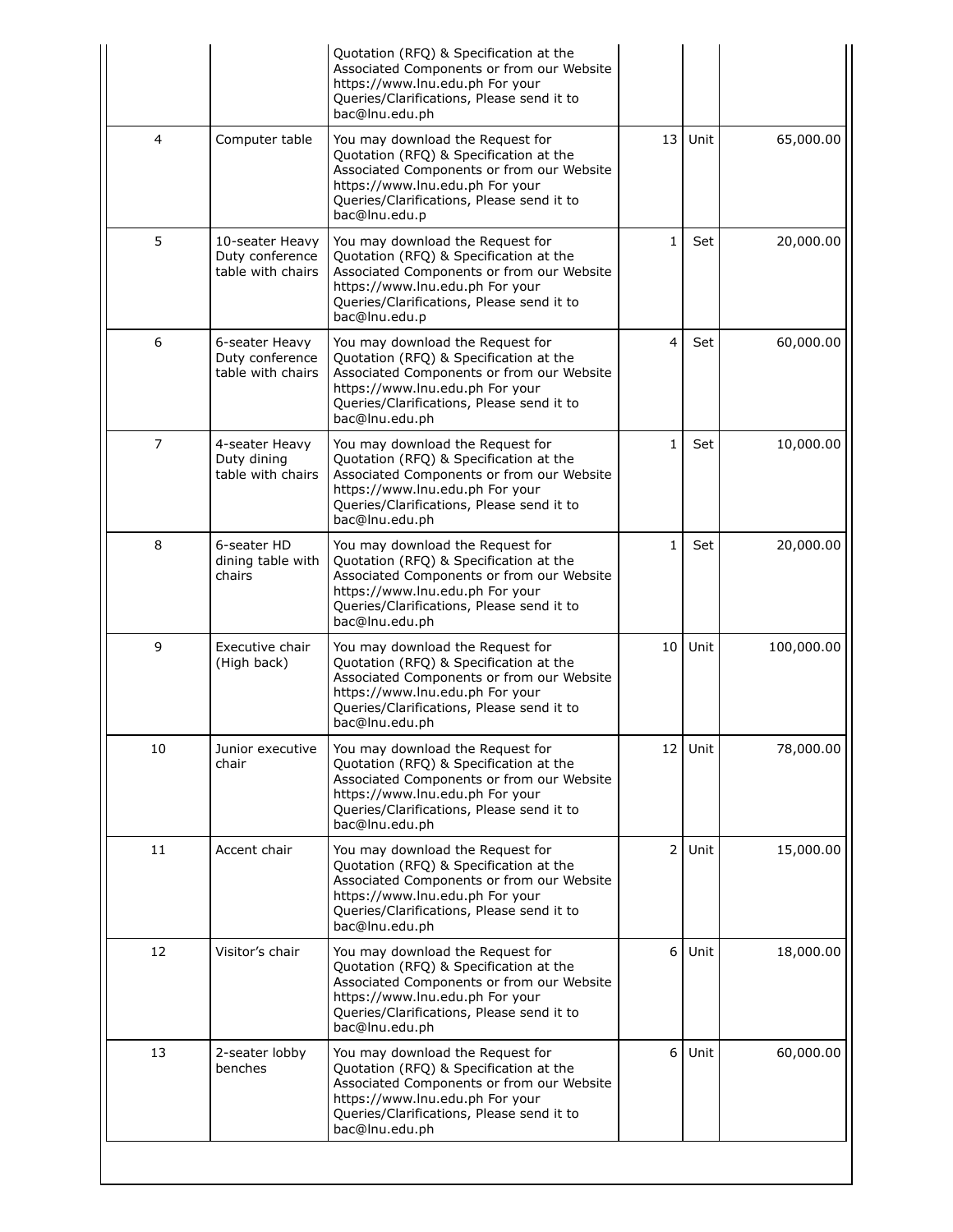| | | Quotation (RFQ) & Specification at the Associated Components or from our Website https://www.lnu.edu.ph For your Queries/Clarifications, Please send it to bac@lnu.edu.ph | | | |
|---|---|---|---|---|---|
| 4 | Computer table | You may download the Request for Quotation (RFQ) & Specification at the Associated Components or from our Website https://www.lnu.edu.ph For your Queries/Clarifications, Please send it to bac@lnu.edu.p | 13 | Unit | 65,000.00 |
| 5 | 10-seater Heavy Duty conference table with chairs | You may download the Request for Quotation (RFQ) & Specification at the Associated Components or from our Website https://www.lnu.edu.ph For your Queries/Clarifications, Please send it to bac@lnu.edu.p | 1 | Set | 20,000.00 |
| 6 | 6-seater Heavy Duty conference table with chairs | You may download the Request for Quotation (RFQ) & Specification at the Associated Components or from our Website https://www.lnu.edu.ph For your Queries/Clarifications, Please send it to bac@lnu.edu.ph | 4 | Set | 60,000.00 |
| 7 | 4-seater Heavy Duty dining table with chairs | You may download the Request for Quotation (RFQ) & Specification at the Associated Components or from our Website https://www.lnu.edu.ph For your Queries/Clarifications, Please send it to bac@lnu.edu.ph | 1 | Set | 10,000.00 |
| 8 | 6-seater HD dining table with chairs | You may download the Request for Quotation (RFQ) & Specification at the Associated Components or from our Website https://www.lnu.edu.ph For your Queries/Clarifications, Please send it to bac@lnu.edu.ph | 1 | Set | 20,000.00 |
| 9 | Executive chair (High back) | You may download the Request for Quotation (RFQ) & Specification at the Associated Components or from our Website https://www.lnu.edu.ph For your Queries/Clarifications, Please send it to bac@lnu.edu.ph | 10 | Unit | 100,000.00 |
| 10 | Junior executive chair | You may download the Request for Quotation (RFQ) & Specification at the Associated Components or from our Website https://www.lnu.edu.ph For your Queries/Clarifications, Please send it to bac@lnu.edu.ph | 12 | Unit | 78,000.00 |
| 11 | Accent chair | You may download the Request for Quotation (RFQ) & Specification at the Associated Components or from our Website https://www.lnu.edu.ph For your Queries/Clarifications, Please send it to bac@lnu.edu.ph | 2 | Unit | 15,000.00 |
| 12 | Visitor's chair | You may download the Request for Quotation (RFQ) & Specification at the Associated Components or from our Website https://www.lnu.edu.ph For your Queries/Clarifications, Please send it to bac@lnu.edu.ph | 6 | Unit | 18,000.00 |
| 13 | 2-seater lobby benches | You may download the Request for Quotation (RFQ) & Specification at the Associated Components or from our Website https://www.lnu.edu.ph For your Queries/Clarifications, Please send it to bac@lnu.edu.ph | 6 | Unit | 60,000.00 |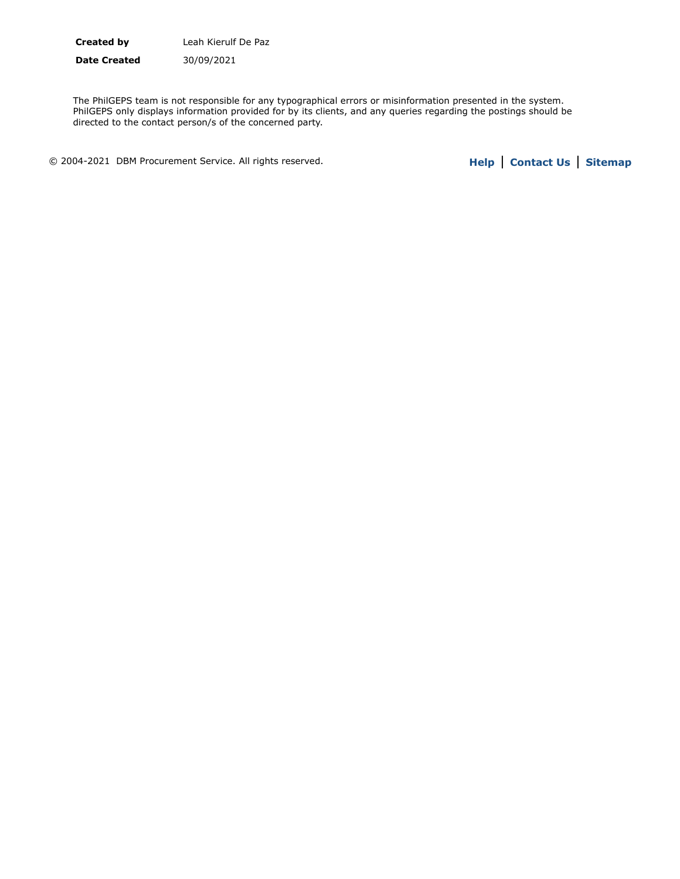| | |
|---|---|
| **Created by** | Leah Kierulf De Paz |
| **Date Created** | 30/09/2021 |

The PhilGEPS team is not responsible for any typographical errors or misinformation presented in the system. PhilGEPS only displays information provided for by its clients, and any queries regarding the postings should be directed to the contact person/s of the concerned party.

© 2004-2021 DBM Procurement Service. All rights reserved.

**Help** | **Contact Us** | **Sitemap**